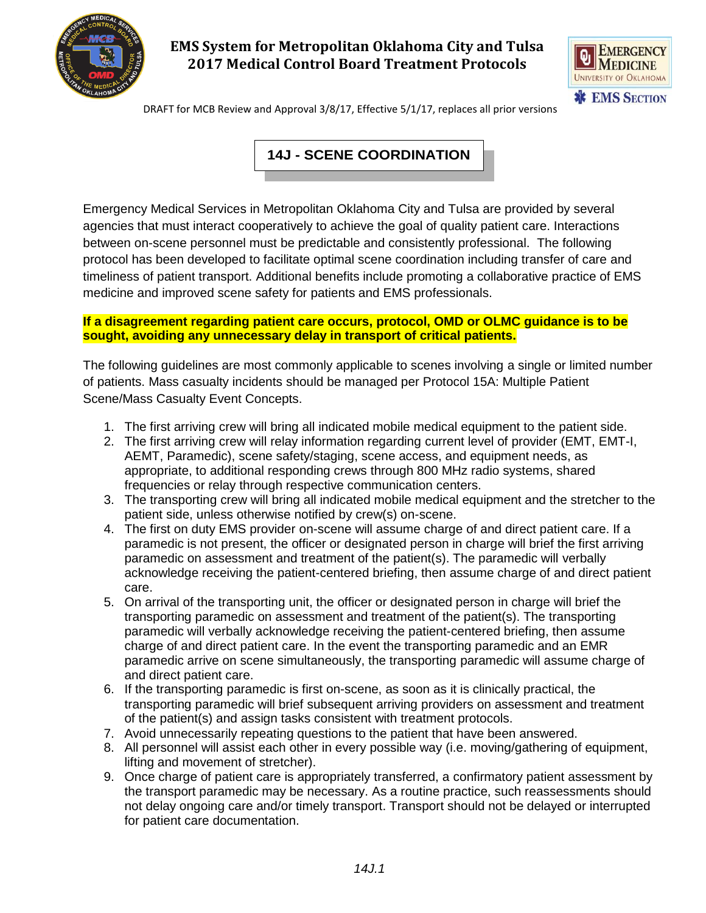EMS System for Metropolitan Oklahoma City and Tulsa
2017 Medical Control Board Treatment Protocols

DRAFT for MCB Review and Approval 3/8/17, Effective 5/1/17, replaces all prior versions

# 14J - SCENE COORDINATION

Emergency Medical Services in Metropolitan Oklahoma City and Tulsa are provided by several agencies that must interact cooperatively to achieve the goal of quality patient care. Interactions between on-scene personnel must be predictable and consistently professional. The following protocol has been developed to facilitate optimal scene coordination including transfer of care and timeliness of patient transport. Additional benefits include promoting a collaborative practice of EMS medicine and improved scene safety for patients and EMS professionals.

**If a disagreement regarding patient care occurs, protocol, OMD or OLMC guidance is to be sought, avoiding any unnecessary delay in transport of critical patients.**

The following guidelines are most commonly applicable to scenes involving a single or limited number of patients. Mass casualty incidents should be managed per Protocol 15A: Multiple Patient Scene/Mass Casualty Event Concepts.

1. The first arriving crew will bring all indicated mobile medical equipment to the patient side.
2. The first arriving crew will relay information regarding current level of provider (EMT, EMT-I, AEMT, Paramedic), scene safety/staging, scene access, and equipment needs, as appropriate, to additional responding crews through 800 MHz radio systems, shared frequencies or relay through respective communication centers.
3. The transporting crew will bring all indicated mobile medical equipment and the stretcher to the patient side, unless otherwise notified by crew(s) on-scene.
4. The first on duty EMS provider on-scene will assume charge of and direct patient care. If a paramedic is not present, the officer or designated person in charge will brief the first arriving paramedic on assessment and treatment of the patient(s). The paramedic will verbally acknowledge receiving the patient-centered briefing, then assume charge of and direct patient care.
5. On arrival of the transporting unit, the officer or designated person in charge will brief the transporting paramedic on assessment and treatment of the patient(s). The transporting paramedic will verbally acknowledge receiving the patient-centered briefing, then assume charge of and direct patient care. In the event the transporting paramedic and an EMR paramedic arrive on scene simultaneously, the transporting paramedic will assume charge of and direct patient care.
6. If the transporting paramedic is first on-scene, as soon as it is clinically practical, the transporting paramedic will brief subsequent arriving providers on assessment and treatment of the patient(s) and assign tasks consistent with treatment protocols.
7. Avoid unnecessarily repeating questions to the patient that have been answered.
8. All personnel will assist each other in every possible way (i.e. moving/gathering of equipment, lifting and movement of stretcher).
9. Once charge of patient care is appropriately transferred, a confirmatory patient assessment by the transport paramedic may be necessary. As a routine practice, such reassessments should not delay ongoing care and/or timely transport. Transport should not be delayed or interrupted for patient care documentation.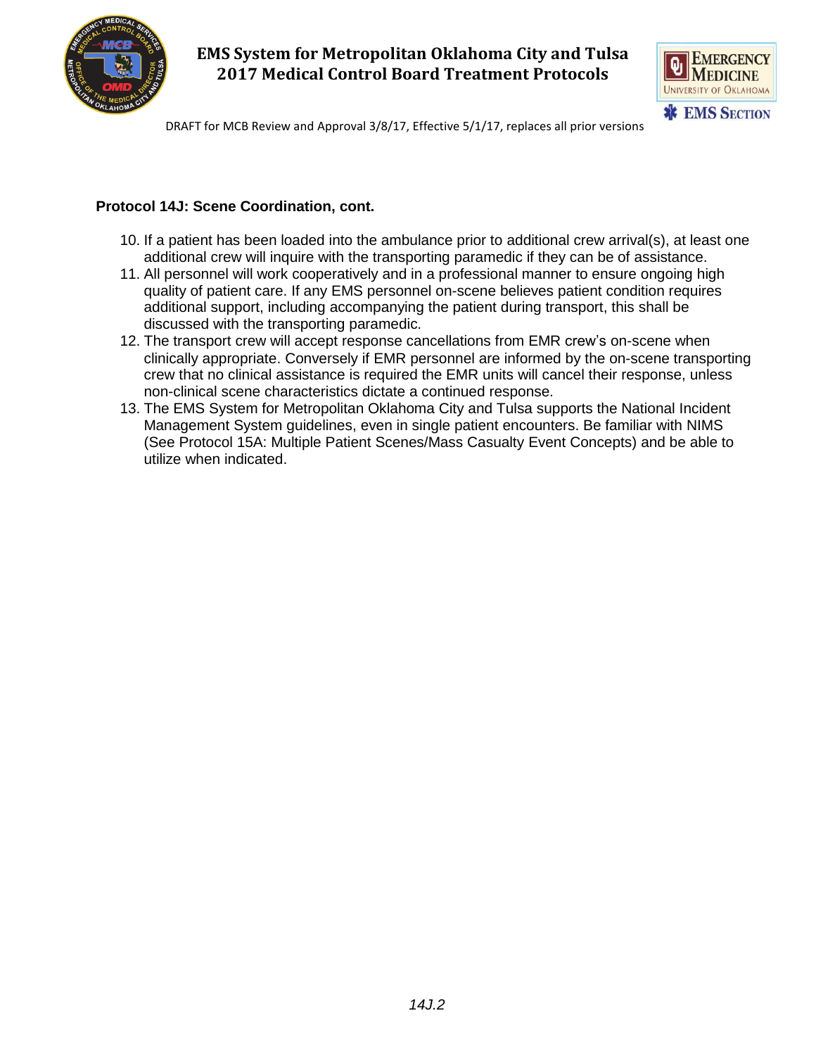**Protocol 14J: Scene Coordination, cont.**

10. If a patient has been loaded into the ambulance prior to additional crew arrival(s), at least one additional crew will inquire with the transporting paramedic if they can be of assistance.
11. All personnel will work cooperatively and in a professional manner to ensure ongoing high quality of patient care. If any EMS personnel on-scene believes patient condition requires additional support, including accompanying the patient during transport, this shall be discussed with the transporting paramedic.
12. The transport crew will accept response cancellations from EMR crew's on-scene when clinically appropriate. Conversely if EMR personnel are informed by the on-scene transporting crew that no clinical assistance is required the EMR units will cancel their response, unless non-clinical scene characteristics dictate a continued response.
13. The EMS System for Metropolitan Oklahoma City and Tulsa supports the National Incident Management System guidelines, even in single patient encounters. Be familiar with NIMS (See Protocol 15A: Multiple Patient Scenes/Mass Casualty Event Concepts) and be able to utilize when indicated.